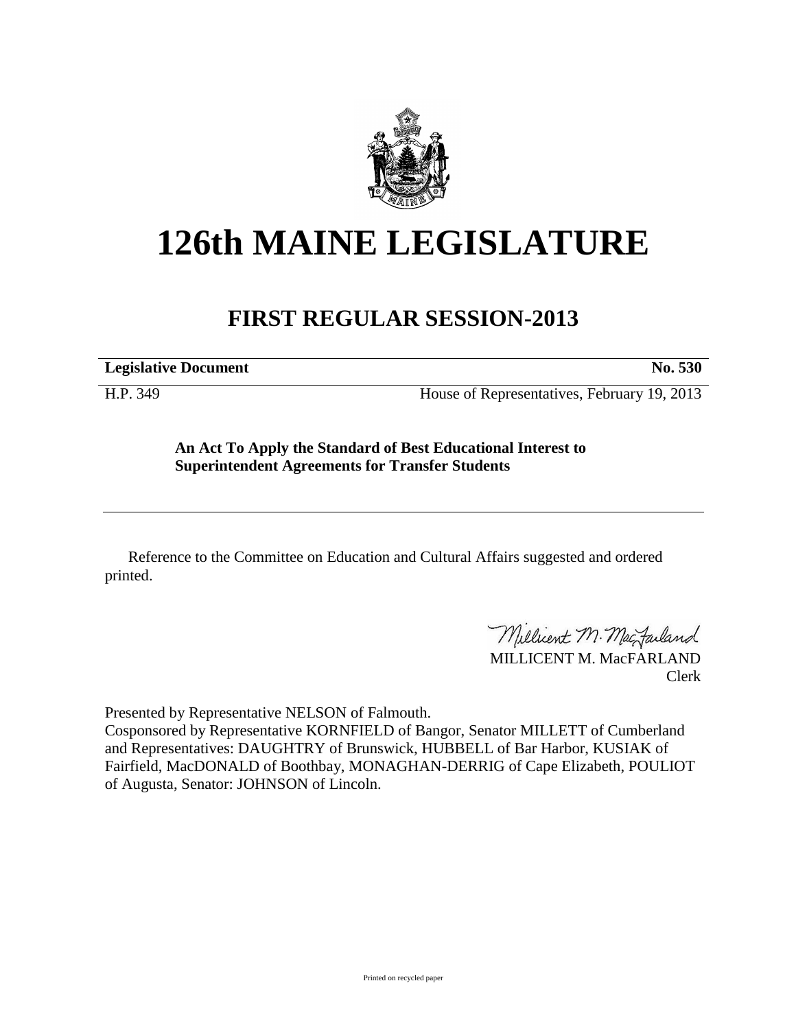# 126th MAINE LEGISLATURE

## FIRST REGULAR SESSION-2013

**Legislative Document** **No. 530**

H.P. 349 House of Representatives, February 19, 2013

**An Act To Apply the Standard of Best Educational Interest to Superintendent Agreements for Transfer Students**

Reference to the Committee on Education and Cultural Affairs suggested and ordered printed.

MILLICENT M. MacFARLAND
Clerk

Presented by Representative NELSON of Falmouth.
Cosponsored by Representative KORNFIELD of Bangor, Senator MILLETT of Cumberland and Representatives: DAUGHTRY of Brunswick, HUBBELL of Bar Harbor, KUSIAK of Fairfield, MacDONALD of Boothbay, MONAGHAN-DERRIG of Cape Elizabeth, POULIOT of Augusta, Senator: JOHNSON of Lincoln.

Printed on recycled paper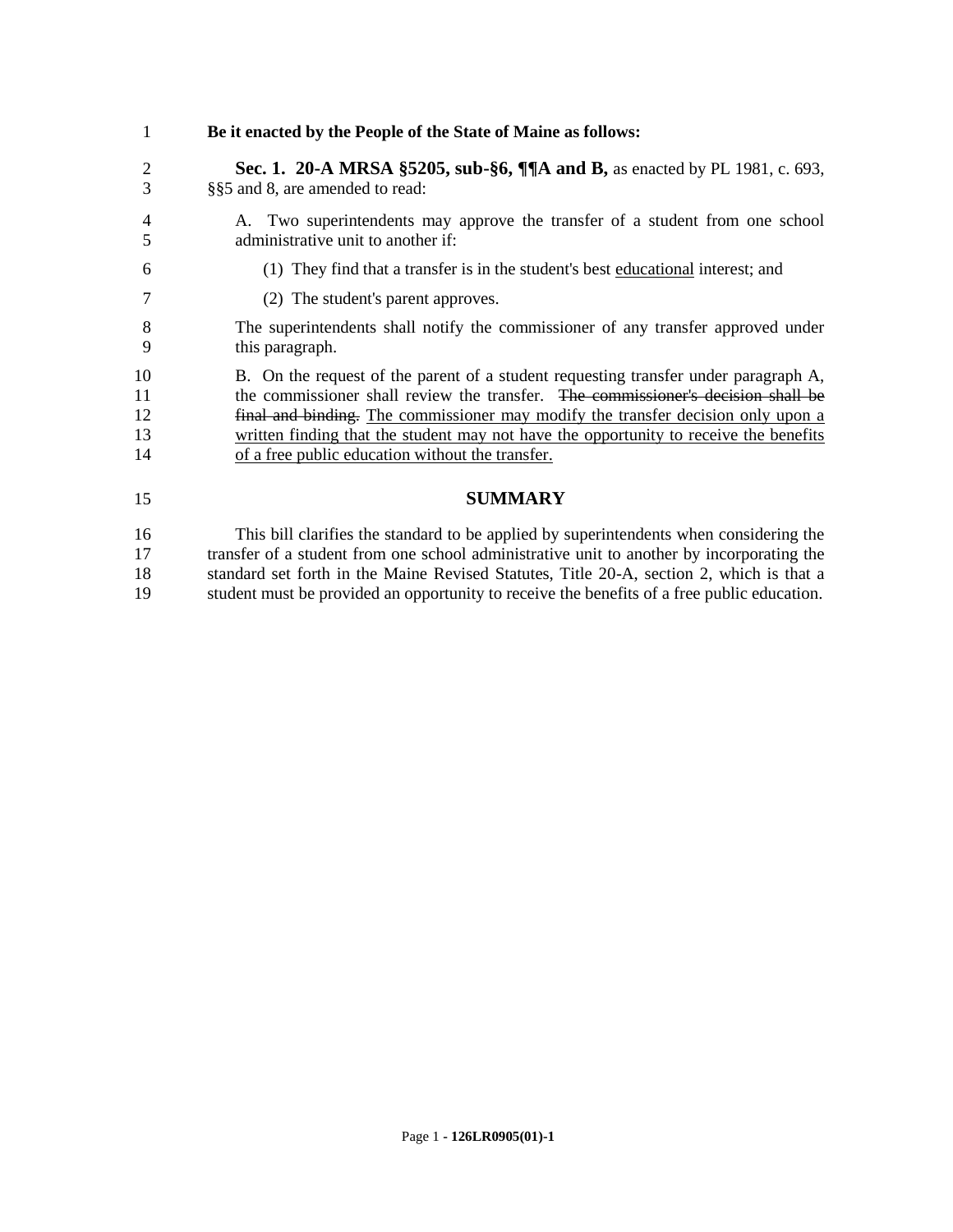**Be it enacted by the People of the State of Maine as follows:**

**Sec. 1. 20-A MRSA §5205, sub-§6, ¶¶A and B,** as enacted by PL 1981, c. 693, §§5 and 8, are amended to read:

A. Two superintendents may approve the transfer of a student from one school administrative unit to another if:

(1) They find that a transfer is in the student's best <u>educational</u> interest; and

(2) The student's parent approves.

The superintendents shall notify the commissioner of any transfer approved under this paragraph.

B. On the request of the parent of a student requesting transfer under paragraph A, the commissioner shall review the transfer. ~~The commissioner's decision shall be final and binding.~~ <u>The commissioner may modify the transfer decision only upon a written finding that the student may not have the opportunity to receive the benefits of a free public education without the transfer.</u>

## SUMMARY

This bill clarifies the standard to be applied by superintendents when considering the transfer of a student from one school administrative unit to another by incorporating the standard set forth in the Maine Revised Statutes, Title 20-A, section 2, which is that a student must be provided an opportunity to receive the benefits of a free public education.